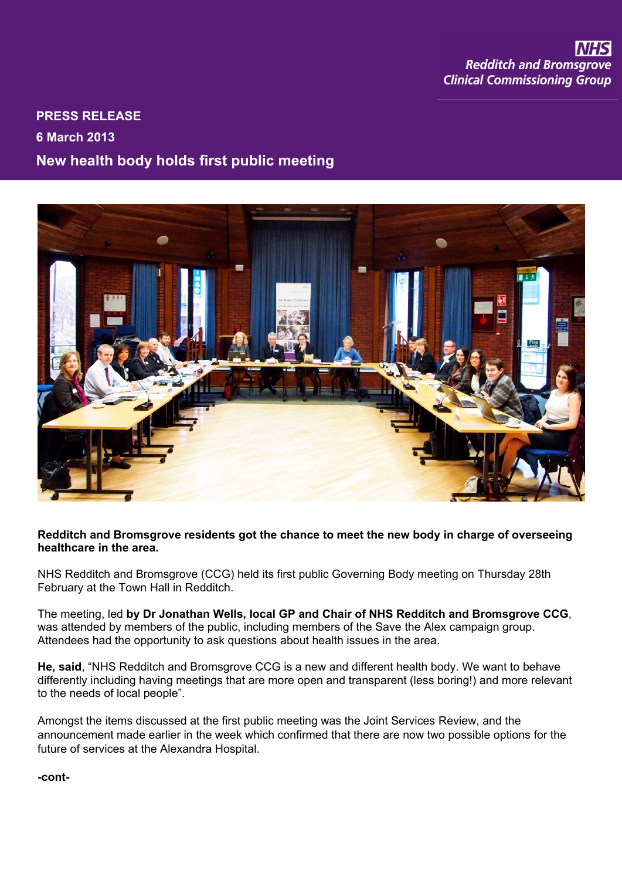NHS
Redditch and Bromsgrove
Clinical Commissioning Group

**PRESS RELEASE**

**6 March 2013**

# New health body holds first public meeting

**Redditch and Bromsgrove residents got the chance to meet the new body in charge of overseeing healthcare in the area.**

NHS Redditch and Bromsgrove (CCG) held its first public Governing Body meeting on Thursday 28th February at the Town Hall in Redditch.

The meeting, led **by Dr Jonathan Wells, local GP and Chair of NHS Redditch and Bromsgrove CCG**, was attended by members of the public, including members of the Save the Alex campaign group. Attendees had the opportunity to ask questions about health issues in the area.

**He, said**, "NHS Redditch and Bromsgrove CCG is a new and different health body. We want to behave differently including having meetings that are more open and transparent (less boring!) and more relevant to the needs of local people".

Amongst the items discussed at the first public meeting was the Joint Services Review, and the announcement made earlier in the week which confirmed that there are now two possible options for the future of services at the Alexandra Hospital.

**-cont-**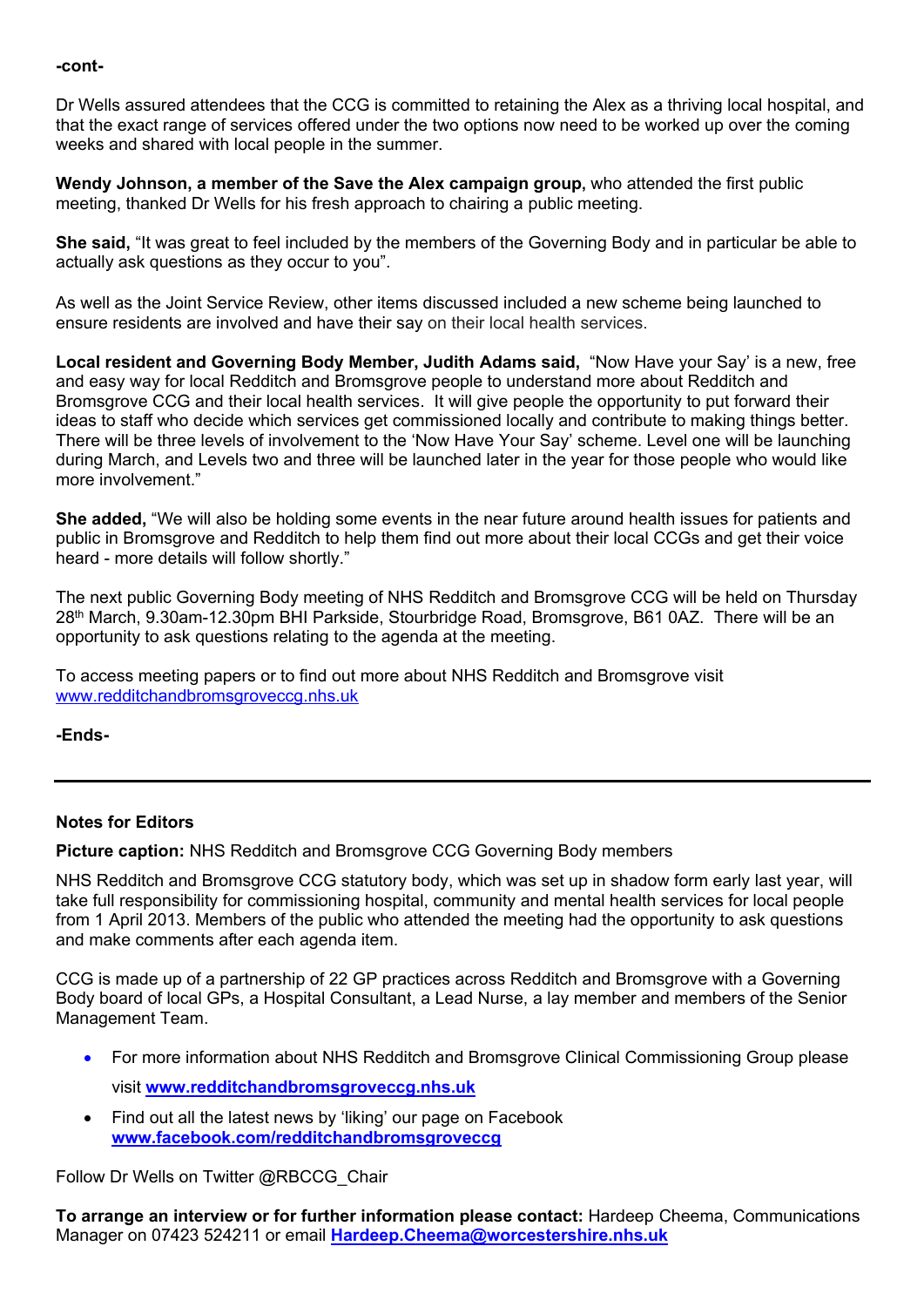**-cont-**

Dr Wells assured attendees that the CCG is committed to retaining the Alex as a thriving local hospital, and that the exact range of services offered under the two options now need to be worked up over the coming weeks and shared with local people in the summer.

**Wendy Johnson, a member of the Save the Alex campaign group,** who attended the first public meeting, thanked Dr Wells for his fresh approach to chairing a public meeting.

**She said,** "It was great to feel included by the members of the Governing Body and in particular be able to actually ask questions as they occur to you".

As well as the Joint Service Review, other items discussed included a new scheme being launched to ensure residents are involved and have their say on their local health services.

**Local resident and Governing Body Member, Judith Adams said,** "Now Have your Say' is a new, free and easy way for local Redditch and Bromsgrove people to understand more about Redditch and Bromsgrove CCG and their local health services. It will give people the opportunity to put forward their ideas to staff who decide which services get commissioned locally and contribute to making things better. There will be three levels of involvement to the 'Now Have Your Say' scheme. Level one will be launching during March, and Levels two and three will be launched later in the year for those people who would like more involvement."

**She added,** "We will also be holding some events in the near future around health issues for patients and public in Bromsgrove and Redditch to help them find out more about their local CCGs and get their voice heard - more details will follow shortly."

The next public Governing Body meeting of NHS Redditch and Bromsgrove CCG will be held on Thursday 28th March, 9.30am-12.30pm BHI Parkside, Stourbridge Road, Bromsgrove, B61 0AZ. There will be an opportunity to ask questions relating to the agenda at the meeting.

To access meeting papers or to find out more about NHS Redditch and Bromsgrove visit www.redditchandbromsgroveccg.nhs.uk

**-Ends-**

---

**Notes for Editors**

**Picture caption:** NHS Redditch and Bromsgrove CCG Governing Body members

NHS Redditch and Bromsgrove CCG statutory body, which was set up in shadow form early last year, will take full responsibility for commissioning hospital, community and mental health services for local people from 1 April 2013. Members of the public who attended the meeting had the opportunity to ask questions and make comments after each agenda item.

CCG is made up of a partnership of 22 GP practices across Redditch and Bromsgrove with a Governing Body board of local GPs, a Hospital Consultant, a Lead Nurse, a lay member and members of the Senior Management Team.

- For more information about NHS Redditch and Bromsgrove Clinical Commissioning Group please visit **www.redditchandbromsgroveccg.nhs.uk**
- Find out all the latest news by 'liking' our page on Facebook **www.facebook.com/redditchandbromsgroveccg**

Follow Dr Wells on Twitter @RBCCG_Chair

**To arrange an interview or for further information please contact:** Hardeep Cheema, Communications Manager on 07423 524211 or email **Hardeep.Cheema@worcestershire.nhs.uk**